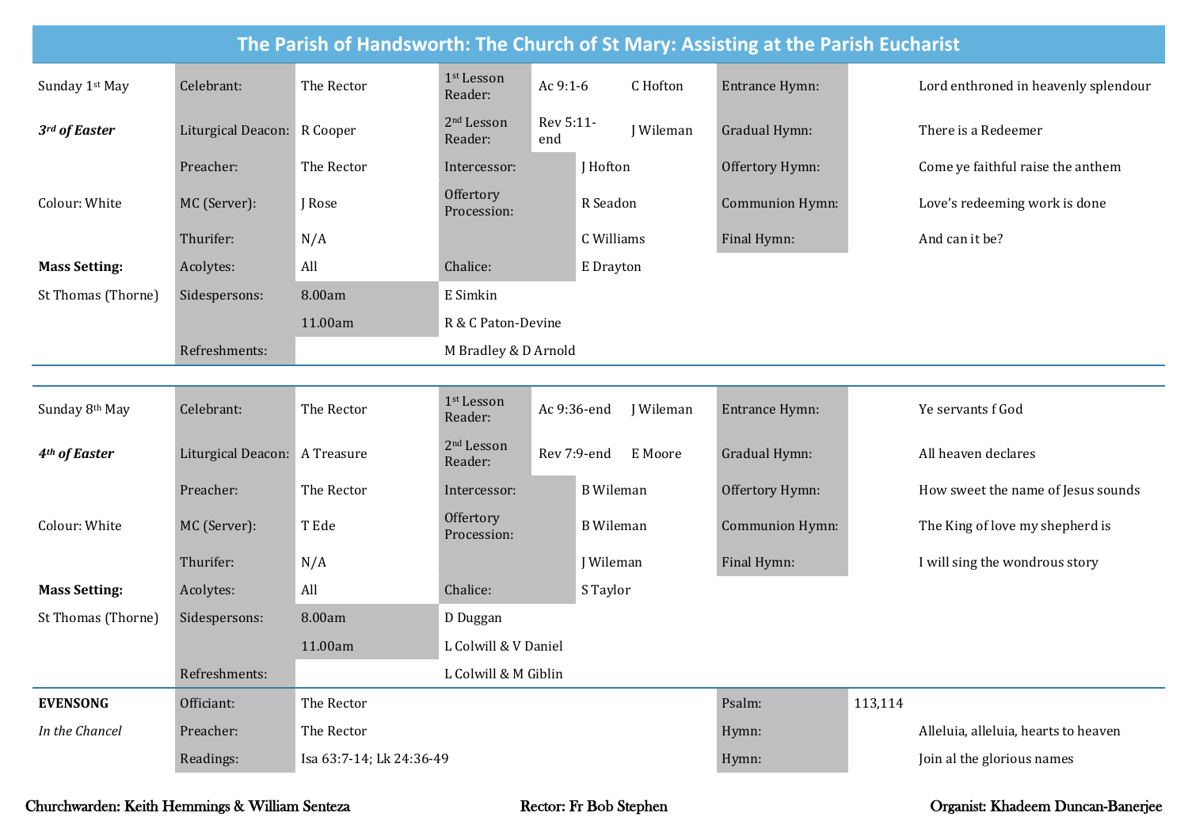# The Parish of Handsworth: The Church of St Mary: Assisting at the Parish Eucharist

| | | | | | | | |
|---|---|---|---|---|---|---|---|
| Sunday 1st May | Celebrant: | The Rector | 1st Lesson Reader: | Ac 9:1-6 | C Hofton | Entrance Hymn: | Lord enthroned in heavenly splendour |
| ***3rd of Easter*** | Liturgical Deacon: | R Cooper | 2nd Lesson Reader: | Rev 5:11-end | J Wileman | Gradual Hymn: | There is a Redeemer |
| | Preacher: | The Rector | Intercessor: | | J Hofton | Offertory Hymn: | Come ye faithful raise the anthem |
| Colour: White | MC (Server): | J Rose | Offertory Procession: | | R Seadon | Communion Hymn: | Love's redeeming work is done |
| | Thurifer: | N/A | | | C Williams | Final Hymn: | And can it be? |
| **Mass Setting:** | Acolytes: | All | Chalice: | | E Drayton | | |
| St Thomas (Thorne) | Sidespersons: | 8.00am | E Simkin | | | | |
| | | 11.00am | R & C Paton-Devine | | | | |
| | Refreshments: | | M Bradley & D Arnold | | | | |

| | | | | | | | |
|---|---|---|---|---|---|---|---|
| Sunday 8th May | Celebrant: | The Rector | 1st Lesson Reader: | Ac 9:36-end | J Wileman | Entrance Hymn: | Ye servants f God |
| ***4th of Easter*** | Liturgical Deacon: | A Treasure | 2nd Lesson Reader: | Rev 7:9-end | E Moore | Gradual Hymn: | All heaven declares |
| | Preacher: | The Rector | Intercessor: | | B Wileman | Offertory Hymn: | How sweet the name of Jesus sounds |
| Colour: White | MC (Server): | T Ede | Offertory Procession: | | B Wileman | Communion Hymn: | The King of love my shepherd is |
| | Thurifer: | N/A | | | J Wileman | Final Hymn: | I will sing the wondrous story |
| **Mass Setting:** | Acolytes: | All | Chalice: | | S Taylor | | |
| St Thomas (Thorne) | Sidespersons: | 8.00am | D Duggan | | | | |
| | | 11.00am | L Colwill & V Daniel | | | | |
| | Refreshments: | | L Colwill & M Giblin | | | | |

| | | | | |
|---|---|---|---|---|
| **EVENSONG** | Officiant: | The Rector | Psalm: | 113,114 |
| *In the Chancel* | Preacher: | The Rector | Hymn: | Alleluia, alleluia, hearts to heaven |
| | Readings: | Isa 63:7-14; Lk 24:36-49 | Hymn: | Join al the glorious names |

**Churchwarden: Keith Hemmings & William Senteza** | **Rector: Fr Bob Stephen** | **Organist: Khadeem Duncan-Banerjee**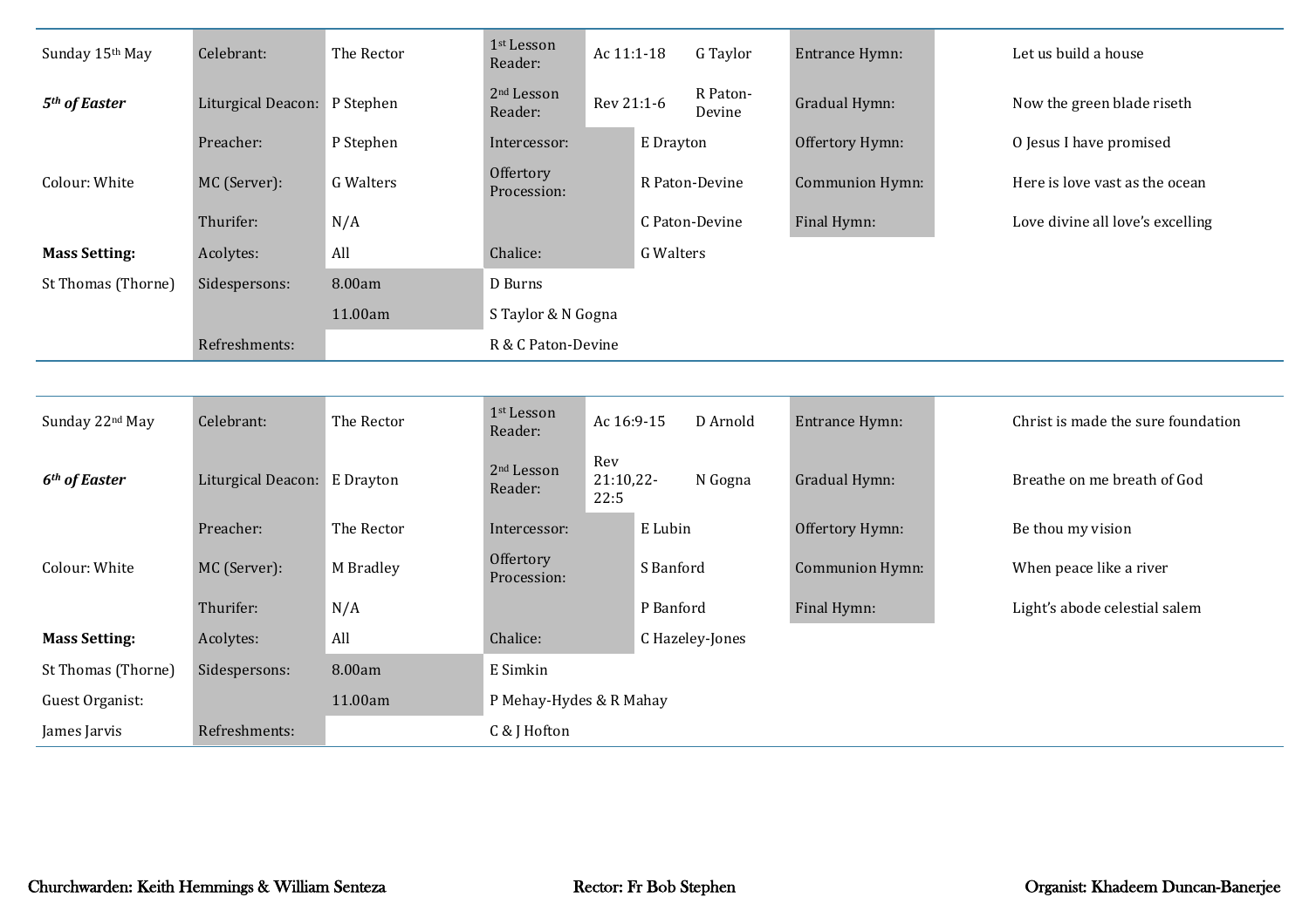| Sunday 15th May | Celebrant: | The Rector | 1st Lesson Reader: | Ac 11:1-18 | G Taylor | Entrance Hymn: | Let us build a house |
|---|---|---|---|---|---|---|---|
| ***5th of Easter*** | Liturgical Deacon: | P Stephen | 2nd Lesson Reader: | Rev 21:1-6 | R Paton-Devine | Gradual Hymn: | Now the green blade riseth |
| | Preacher: | P Stephen | Intercessor: | E Drayton | | Offertory Hymn: | O Jesus I have promised |
| Colour: White | MC (Server): | G Walters | Offertory Procession: | R Paton-Devine | | Communion Hymn: | Here is love vast as the ocean |
| | Thurifer: | N/A | | C Paton-Devine | | Final Hymn: | Love divine all love's excelling |
| **Mass Setting:** | Acolytes: | All | Chalice: | G Walters | | | |
| St Thomas (Thorne) | Sidespersons: | 8.00am | D Burns | | | | |
| | | 11.00am | S Taylor & N Gogna | | | | |
| | Refreshments: | | R & C Paton-Devine | | | | |

| Sunday 22nd May | Celebrant: | The Rector | 1st Lesson Reader: | Ac 16:9-15 | D Arnold | Entrance Hymn: | Christ is made the sure foundation |
|---|---|---|---|---|---|---|---|
| ***6th of Easter*** | Liturgical Deacon: | E Drayton | 2nd Lesson Reader: | Rev 21:10,22-22:5 | N Gogna | Gradual Hymn: | Breathe on me breath of God |
| | Preacher: | The Rector | Intercessor: | E Lubin | | Offertory Hymn: | Be thou my vision |
| Colour: White | MC (Server): | M Bradley | Offertory Procession: | S Banford | | Communion Hymn: | When peace like a river |
| | Thurifer: | N/A | | P Banford | | Final Hymn: | Light's abode celestial salem |
| **Mass Setting:** | Acolytes: | All | Chalice: | C Hazeley-Jones | | | |
| St Thomas (Thorne) | Sidespersons: | 8.00am | E Simkin | | | | |
| Guest Organist: | | 11.00am | P Mehay-Hydes & R Mahay | | | | |
| James Jarvis | Refreshments: | | C & J Hofton | | | | |

**Churchwarden: Keith Hemmings & William Senteza** **Rector: Fr Bob Stephen** **Organist: Khadeem Duncan-Banerjee**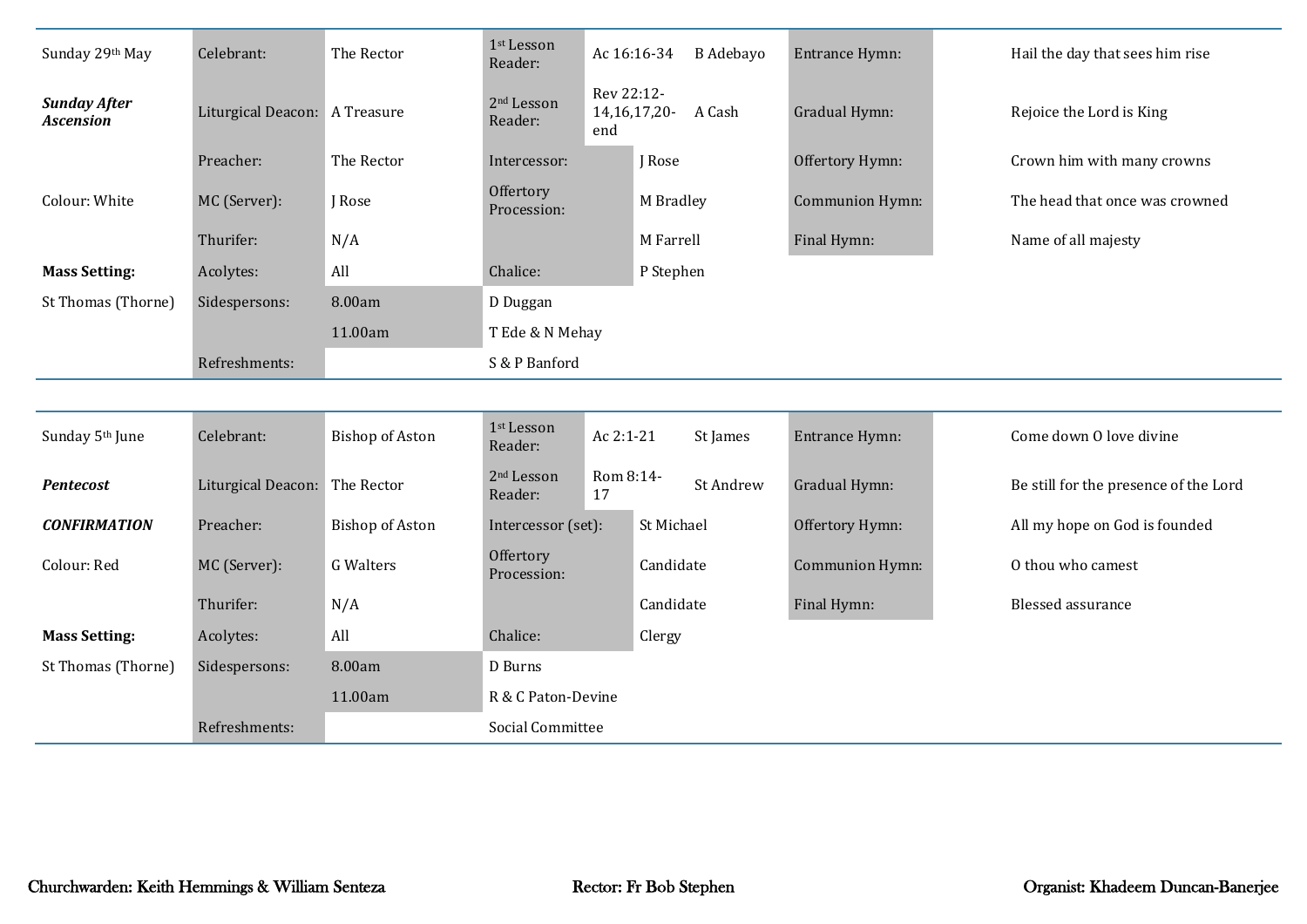| Sunday 29th May | Celebrant: | The Rector | 1st Lesson Reader: | Ac 16:16-34 | B Adebayo | Entrance Hymn: | Hail the day that sees him rise |
|---|---|---|---|---|---|---|---|
| ***Sunday After Ascension*** | Liturgical Deacon: | A Treasure | 2nd Lesson Reader: | Rev 22:12-14,16,17,20-end | A Cash | Gradual Hymn: | Rejoice the Lord is King |
| | Preacher: | The Rector | Intercessor: | | J Rose | Offertory Hymn: | Crown him with many crowns |
| Colour: White | MC (Server): | J Rose | Offertory Procession: | | M Bradley | Communion Hymn: | The head that once was crowned |
| | Thurifer: | N/A | | | M Farrell | Final Hymn: | Name of all majesty |
| **Mass Setting:** | Acolytes: | All | Chalice: | | P Stephen | | |
| St Thomas (Thorne) | Sidespersons: | 8.00am | D Duggan | | | | |
| | | 11.00am | T Ede & N Mehay | | | | |
| | Refreshments: | | S & P Banford | | | | |

| Sunday 5th June | Celebrant: | Bishop of Aston | 1st Lesson Reader: | Ac 2:1-21 | St James | Entrance Hymn: | Come down O love divine |
|---|---|---|---|---|---|---|---|
| ***Pentecost*** | Liturgical Deacon: | The Rector | 2nd Lesson Reader: | Rom 8:14-17 | St Andrew | Gradual Hymn: | Be still for the presence of the Lord |
| ***CONFIRMATION*** | Preacher: | Bishop of Aston | Intercessor (set): | | St Michael | Offertory Hymn: | All my hope on God is founded |
| Colour: Red | MC (Server): | G Walters | Offertory Procession: | | Candidate | Communion Hymn: | O thou who camest |
| | Thurifer: | N/A | | | Candidate | Final Hymn: | Blessed assurance |
| **Mass Setting:** | Acolytes: | All | Chalice: | | Clergy | | |
| St Thomas (Thorne) | Sidespersons: | 8.00am | D Burns | | | | |
| | | 11.00am | R & C Paton-Devine | | | | |
| | Refreshments: | | Social Committee | | | | |

**Churchwarden: Keith Hemmings & William Senteza** **Rector: Fr Bob Stephen** **Organist: Khadeem Duncan-Banerjee**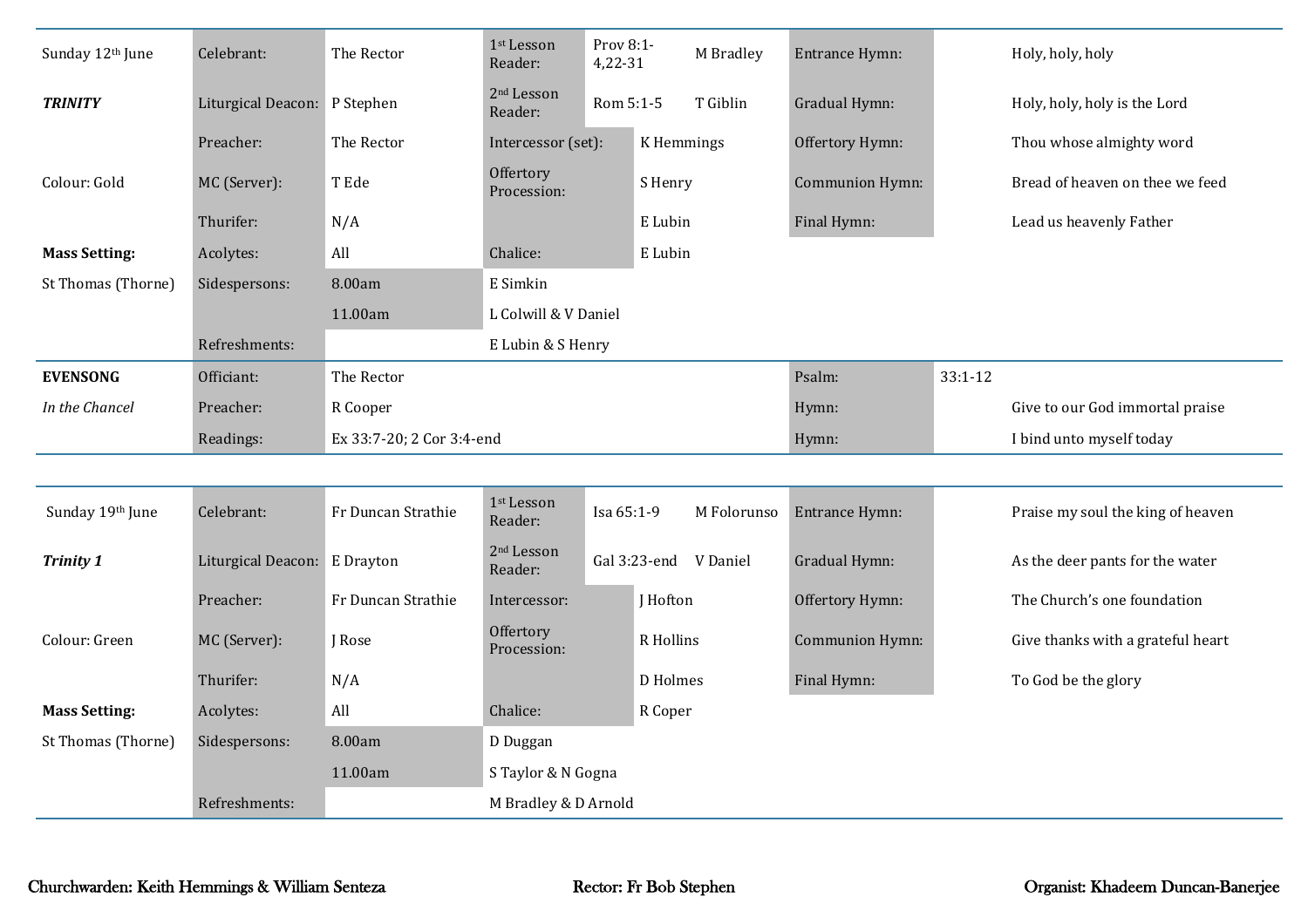| Sunday 12th June | Celebrant: | The Rector | 1st Lesson Reader: | Prov 8:1-4,22-31 | M Bradley | Entrance Hymn: | | Holy, holy, holy |
|---|---|---|---|---|---|---|---|---|
| ***TRINITY*** | Liturgical Deacon: | P Stephen | 2nd Lesson Reader: | Rom 5:1-5 | T Giblin | Gradual Hymn: | | Holy, holy, holy is the Lord |
| | Preacher: | The Rector | Intercessor (set): | K Hemmings | | Offertory Hymn: | | Thou whose almighty word |
| Colour: Gold | MC (Server): | T Ede | Offertory Procession: | S Henry | | Communion Hymn: | | Bread of heaven on thee we feed |
| | Thurifer: | N/A | | E Lubin | | Final Hymn: | | Lead us heavenly Father |
| **Mass Setting:** | Acolytes: | All | Chalice: | E Lubin | | | | |
| St Thomas (Thorne) | Sidespersons: | 8.00am | E Simkin | | | | | |
| | | 11.00am | L Colwill & V Daniel | | | | | |
| | Refreshments: | | E Lubin & S Henry | | | | | |
| **EVENSONG** | Officiant: | The Rector | | | | Psalm: | 33:1-12 | |
| *In the Chancel* | Preacher: | R Cooper | | | | Hymn: | | Give to our God immortal praise |
| | Readings: | Ex 33:7-20; 2 Cor 3:4-end | | | | Hymn: | | I bind unto myself today |

| Sunday 19th June | Celebrant: | Fr Duncan Strathie | 1st Lesson Reader: | Isa 65:1-9 | M Folorunso | Entrance Hymn: | | Praise my soul the king of heaven |
|---|---|---|---|---|---|---|---|---|
| ***Trinity 1*** | Liturgical Deacon: | E Drayton | 2nd Lesson Reader: | Gal 3:23-end | V Daniel | Gradual Hymn: | | As the deer pants for the water |
| | Preacher: | Fr Duncan Strathie | Intercessor: | J Hofton | | Offertory Hymn: | | The Church's one foundation |
| Colour: Green | MC (Server): | J Rose | Offertory Procession: | R Hollins | | Communion Hymn: | | Give thanks with a grateful heart |
| | Thurifer: | N/A | | D Holmes | | Final Hymn: | | To God be the glory |
| **Mass Setting:** | Acolytes: | All | Chalice: | R Coper | | | | |
| St Thomas (Thorne) | Sidespersons: | 8.00am | D Duggan | | | | | |
| | | 11.00am | S Taylor & N Gogna | | | | | |
| | Refreshments: | | M Bradley & D Arnold | | | | | |

**Churchwarden: Keith Hemmings & William Senteza** **Rector: Fr Bob Stephen** **Organist: Khadeem Duncan-Banerjee**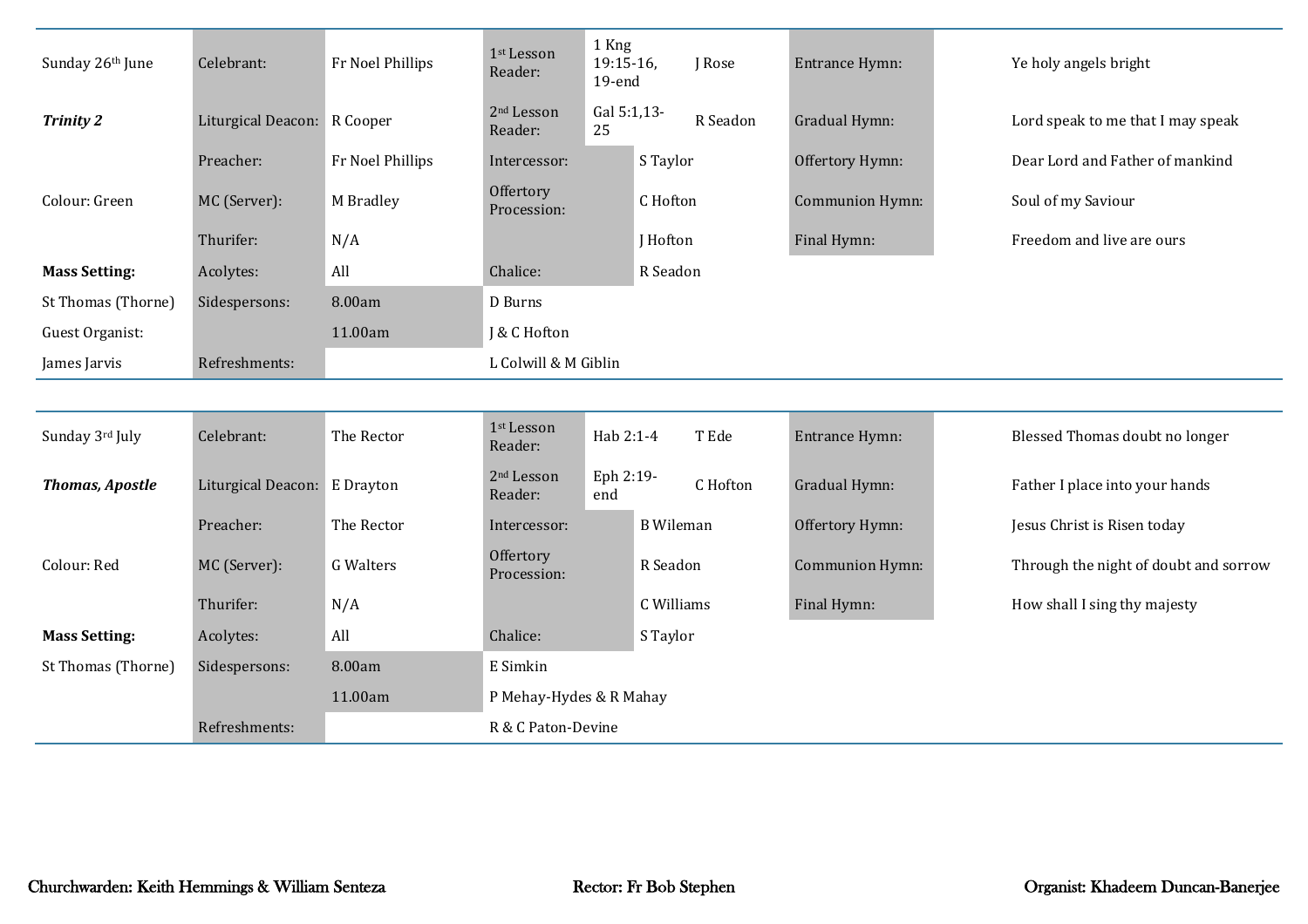| | | | | | | | |
|---|---|---|---|---|---|---|---|
| Sunday 26th June | Celebrant: | Fr Noel Phillips | 1st Lesson Reader: | 1 Kng 19:15-16, 19-end | J Rose | Entrance Hymn: | Ye holy angels bright |
| ***Trinity 2*** | Liturgical Deacon: | R Cooper | 2nd Lesson Reader: | Gal 5:1,13-25 | R Seadon | Gradual Hymn: | Lord speak to me that I may speak |
| | Preacher: | Fr Noel Phillips | Intercessor: | | S Taylor | Offertory Hymn: | Dear Lord and Father of mankind |
| Colour: Green | MC (Server): | M Bradley | Offertory Procession: | | C Hofton | Communion Hymn: | Soul of my Saviour |
| | Thurifer: | N/A | | | J Hofton | Final Hymn: | Freedom and live are ours |
| **Mass Setting:** | Acolytes: | All | Chalice: | | R Seadon | | |
| St Thomas (Thorne) | Sidespersons: | 8.00am | D Burns | | | | |
| Guest Organist: | | 11.00am | J & C Hofton | | | | |
| James Jarvis | Refreshments: | | L Colwill & M Giblin | | | | |

| | | | | | | | |
|---|---|---|---|---|---|---|---|
| Sunday 3rd July | Celebrant: | The Rector | 1st Lesson Reader: | Hab 2:1-4 | T Ede | Entrance Hymn: | Blessed Thomas doubt no longer |
| ***Thomas, Apostle*** | Liturgical Deacon: | E Drayton | 2nd Lesson Reader: | Eph 2:19-end | C Hofton | Gradual Hymn: | Father I place into your hands |
| | Preacher: | The Rector | Intercessor: | | B Wileman | Offertory Hymn: | Jesus Christ is Risen today |
| Colour: Red | MC (Server): | G Walters | Offertory Procession: | | R Seadon | Communion Hymn: | Through the night of doubt and sorrow |
| | Thurifer: | N/A | | | C Williams | Final Hymn: | How shall I sing thy majesty |
| **Mass Setting:** | Acolytes: | All | Chalice: | | S Taylor | | |
| St Thomas (Thorne) | Sidespersons: | 8.00am | E Simkin | | | | |
| | | 11.00am | P Mehay-Hydes & R Mahay | | | | |
| | Refreshments: | | R & C Paton-Devine | | | | |

**Churchwarden: Keith Hemmings & William Senteza** **Rector: Fr Bob Stephen** **Organist: Khadeem Duncan-Banerjee**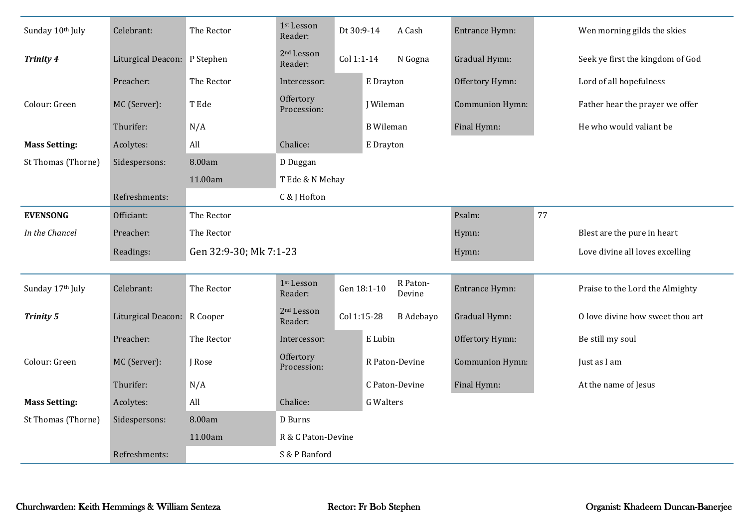| Sunday 10th July | Celebrant: | The Rector | 1st Lesson Reader: | Dt 30:9-14 | A Cash | Entrance Hymn: | Wen morning gilds the skies |
|---|---|---|---|---|---|---|---|
| ***Trinity 4*** | Liturgical Deacon: | P Stephen | 2nd Lesson Reader: | Col 1:1-14 | N Gogna | Gradual Hymn: | Seek ye first the kingdom of God |
| | Preacher: | The Rector | Intercessor: | E Drayton | | Offertory Hymn: | Lord of all hopefulness |
| Colour: Green | MC (Server): | T Ede | Offertory Procession: | J Wileman | | Communion Hymn: | Father hear the prayer we offer |
| | Thurifer: | N/A | | B Wileman | | Final Hymn: | He who would valiant be |
| **Mass Setting:** | Acolytes: | All | Chalice: | E Drayton | | | |
| St Thomas (Thorne) | Sidespersons: | 8.00am | D Duggan | | | | |
| | | 11.00am | T Ede & N Mehay | | | | |
| | Refreshments: | | C & J Hofton | | | | |

| **EVENSONG** | Officiant: | The Rector | Psalm: | 77 | |
|---|---|---|---|---|---|
| *In the Chancel* | Preacher: | The Rector | Hymn: | | Blest are the pure in heart |
| | Readings: | Gen 32:9-30; Mk 7:1-23 | Hymn: | | Love divine all loves excelling |

| Sunday 17th July | Celebrant: | The Rector | 1st Lesson Reader: | Gen 18:1-10 | R Paton-Devine | Entrance Hymn: | Praise to the Lord the Almighty |
|---|---|---|---|---|---|---|---|
| ***Trinity 5*** | Liturgical Deacon: | R Cooper | 2nd Lesson Reader: | Col 1:15-28 | B Adebayo | Gradual Hymn: | O love divine how sweet thou art |
| | Preacher: | The Rector | Intercessor: | E Lubin | | Offertory Hymn: | Be still my soul |
| Colour: Green | MC (Server): | J Rose | Offertory Procession: | R Paton-Devine | | Communion Hymn: | Just as I am |
| | Thurifer: | N/A | | C Paton-Devine | | Final Hymn: | At the name of Jesus |
| **Mass Setting:** | Acolytes: | All | Chalice: | G Walters | | | |
| St Thomas (Thorne) | Sidespersons: | 8.00am | D Burns | | | | |
| | | 11.00am | R & C Paton-Devine | | | | |
| | Refreshments: | | S & P Banford | | | | |

**Churchwarden: Keith Hemmings & William Senteza** | **Rector: Fr Bob Stephen** | **Organist: Khadeem Duncan-Banerjee**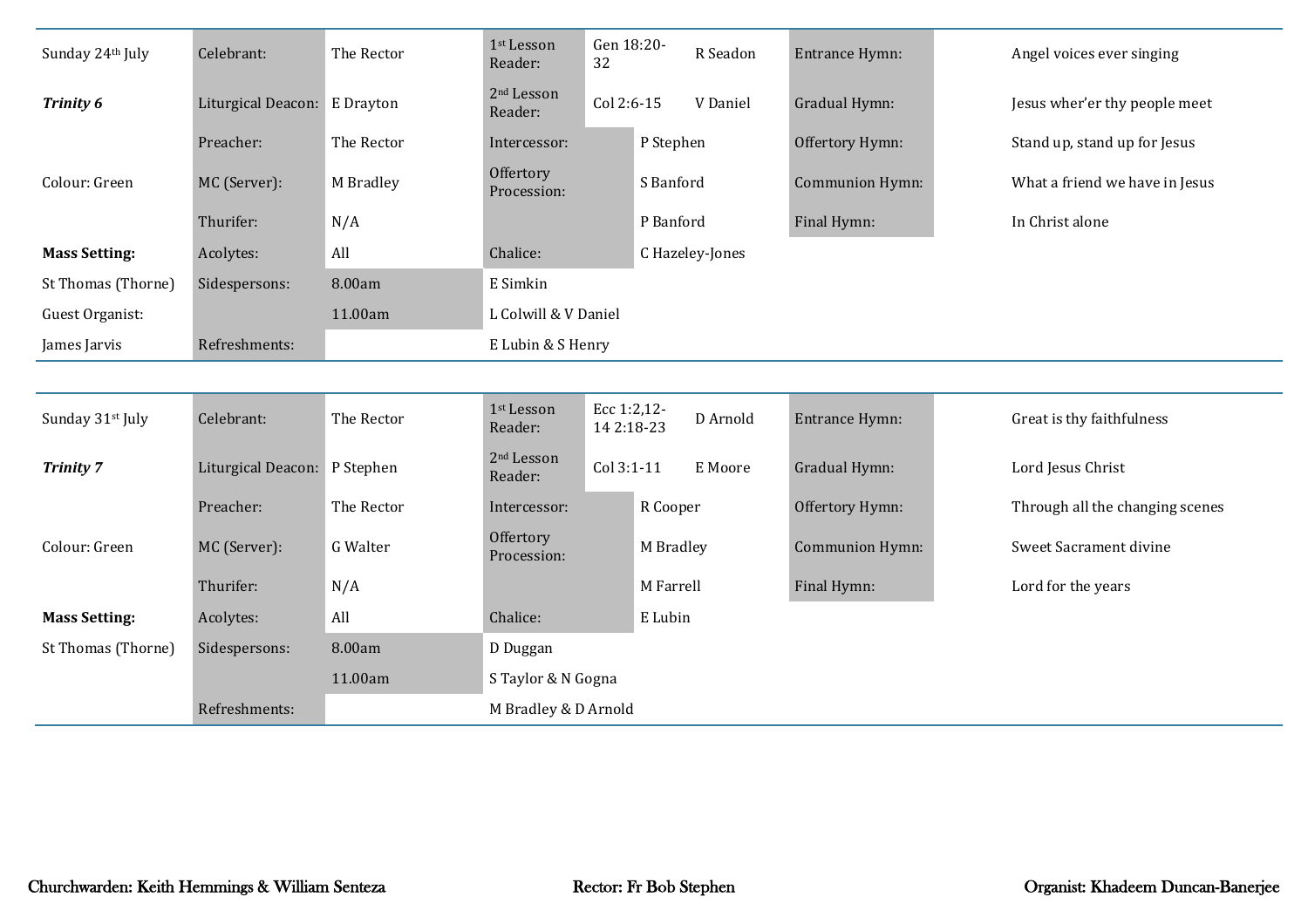| | | | | | | | |
|---|---|---|---|---|---|---|---|
| Sunday 24th July | Celebrant: | The Rector | 1st Lesson Reader: | Gen 18:20-32 | R Seadon | Entrance Hymn: | Angel voices ever singing |
| ***Trinity 6*** | Liturgical Deacon: | E Drayton | 2nd Lesson Reader: | Col 2:6-15 | V Daniel | Gradual Hymn: | Jesus wher'er thy people meet |
| | Preacher: | The Rector | Intercessor: | P Stephen | | Offertory Hymn: | Stand up, stand up for Jesus |
| Colour: Green | MC (Server): | M Bradley | Offertory Procession: | S Banford | | Communion Hymn: | What a friend we have in Jesus |
| | Thurifer: | N/A | | P Banford | | Final Hymn: | In Christ alone |
| **Mass Setting:** | Acolytes: | All | Chalice: | C Hazeley-Jones | | | |
| St Thomas (Thorne) | Sidespersons: | 8.00am | E Simkin | | | | |
| Guest Organist: | | 11.00am | L Colwill & V Daniel | | | | |
| James Jarvis | Refreshments: | | E Lubin & S Henry | | | | |

| | | | | | | | |
|---|---|---|---|---|---|---|---|
| Sunday 31st July | Celebrant: | The Rector | 1st Lesson Reader: | Ecc 1:2,12-14 2:18-23 | D Arnold | Entrance Hymn: | Great is thy faithfulness |
| ***Trinity 7*** | Liturgical Deacon: | P Stephen | 2nd Lesson Reader: | Col 3:1-11 | E Moore | Gradual Hymn: | Lord Jesus Christ |
| | Preacher: | The Rector | Intercessor: | R Cooper | | Offertory Hymn: | Through all the changing scenes |
| Colour: Green | MC (Server): | G Walter | Offertory Procession: | M Bradley | | Communion Hymn: | Sweet Sacrament divine |
| | Thurifer: | N/A | | M Farrell | | Final Hymn: | Lord for the years |
| **Mass Setting:** | Acolytes: | All | Chalice: | E Lubin | | | |
| St Thomas (Thorne) | Sidespersons: | 8.00am | D Duggan | | | | |
| | | 11.00am | S Taylor & N Gogna | | | | |
| | Refreshments: | | M Bradley & D Arnold | | | | |

Churchwarden: Keith Hemmings & William Senteza    Rector: Fr Bob Stephen    Organist: Khadeem Duncan-Banerjee